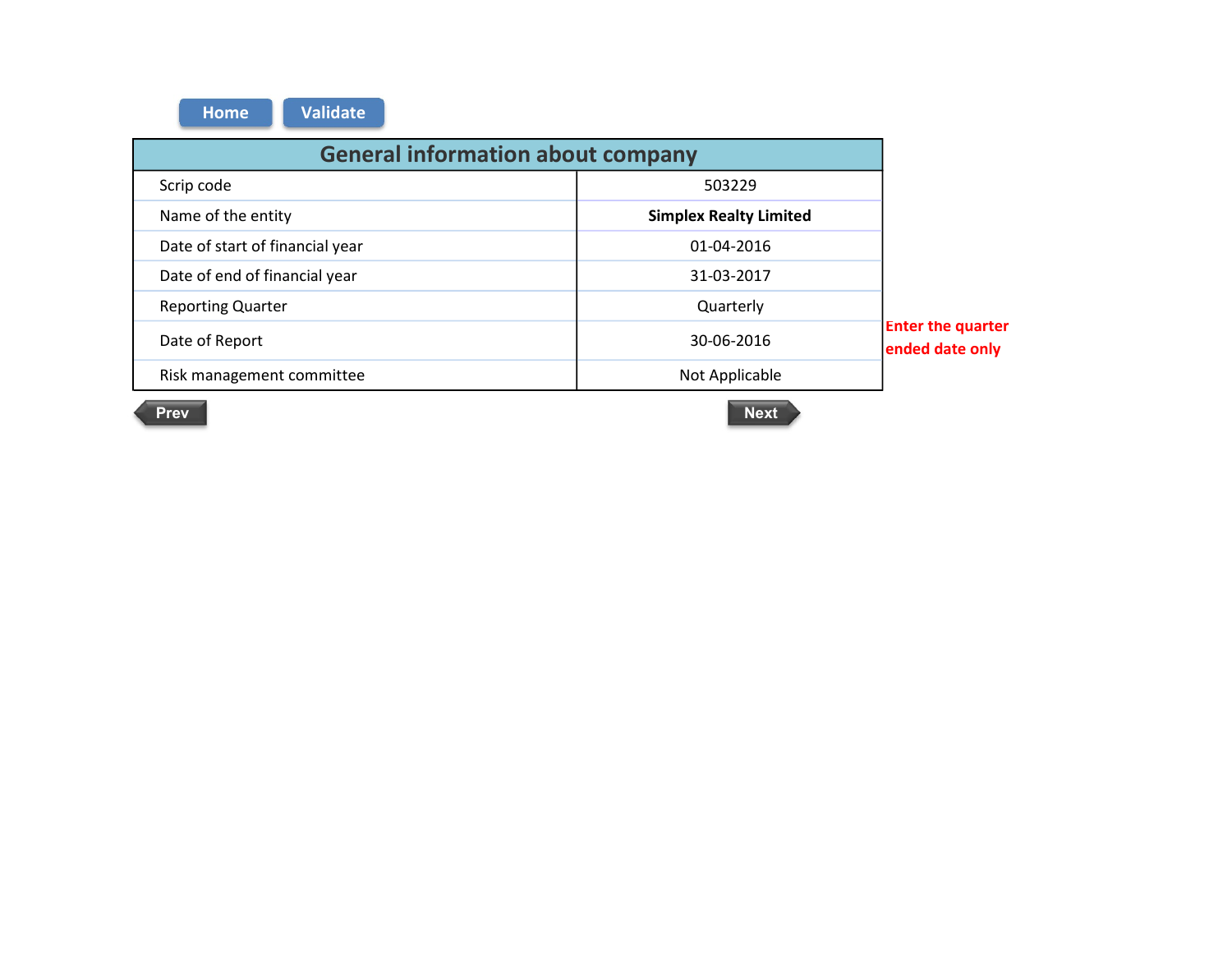Home Validate

| General information about company | |
|---|---|
| Scrip code | 503229 |
| Name of the entity | **Simplex Realty Limited** |
| Date of start of financial year | 01-04-2016 |
| Date of end of financial year | 31-03-2017 |
| Reporting Quarter | Quarterly |
| Date of Report | 30-06-2016 |
| Risk management committee | Not Applicable |

**Enter the quarter ended date only**

Prev Next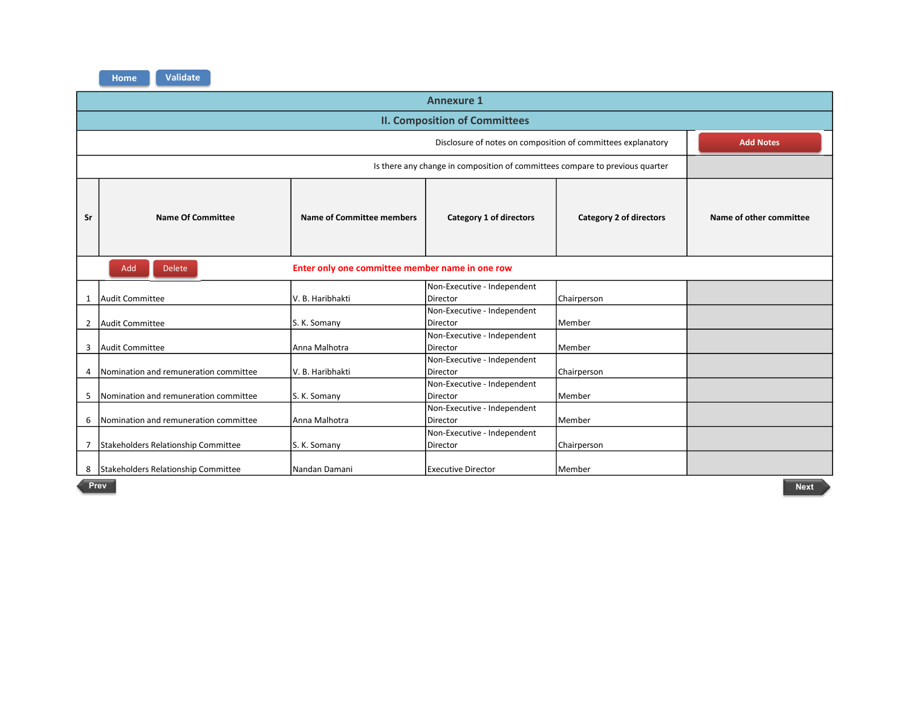Home Validate

## Annexure 1

## II. Composition of Committees

Disclosure of notes on composition of committees explanatory — Add Notes

Is there any change in composition of committees compare to previous quarter

Add Delete **Enter only one committee member name in one row**

| Sr | Name Of Committee | Name of Committee members | Category 1 of directors | Category 2 of directors | Name of other committee |
|---|---|---|---|---|---|
| 1 | Audit Committee | V. B. Haribhakti | Non-Executive - Independent Director | Chairperson | |
| 2 | Audit Committee | S. K. Somany | Non-Executive - Independent Director | Member | |
| 3 | Audit Committee | Anna Malhotra | Non-Executive - Independent Director | Member | |
| 4 | Nomination and remuneration committee | V. B. Haribhakti | Non-Executive - Independent Director | Chairperson | |
| 5 | Nomination and remuneration committee | S. K. Somany | Non-Executive - Independent Director | Member | |
| 6 | Nomination and remuneration committee | Anna Malhotra | Non-Executive - Independent Director | Member | |
| 7 | Stakeholders Relationship Committee | S. K. Somany | Non-Executive - Independent Director | Chairperson | |
| 8 | Stakeholders Relationship Committee | Nandan Damani | Executive Director | Member | |

Prev Next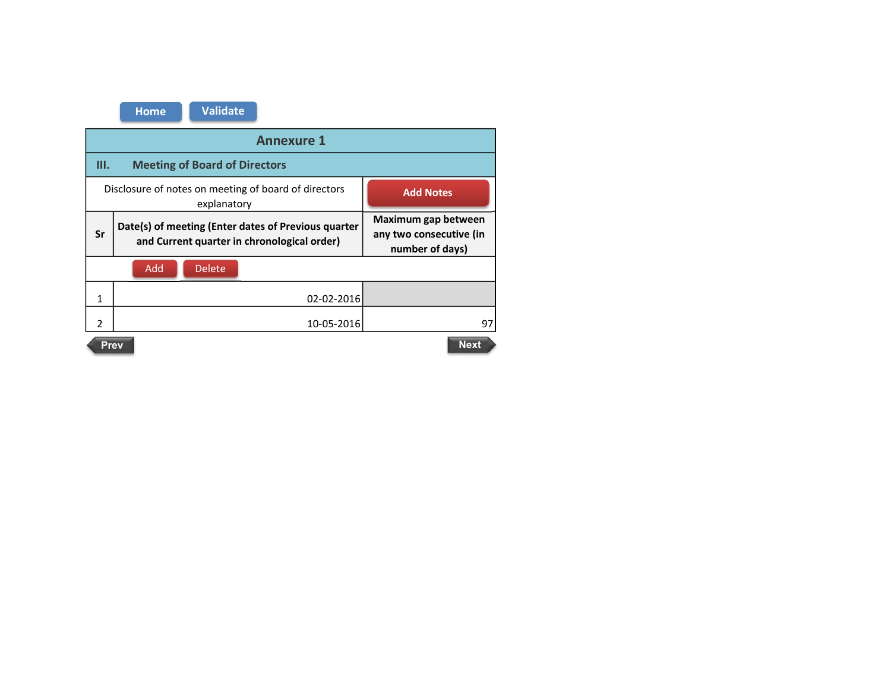Home Validate

## Annexure 1

### III. Meeting of Board of Directors

Disclosure of notes on meeting of board of directors explanatory

Add Notes

| Sr | Date(s) of meeting (Enter dates of Previous quarter and Current quarter in chronological order) | Maximum gap between any two consecutive (in number of days) |
|---|---|---|
| | Add Delete | |
| 1 | 02-02-2016 | |
| 2 | 10-05-2016 | 97 |

Prev Next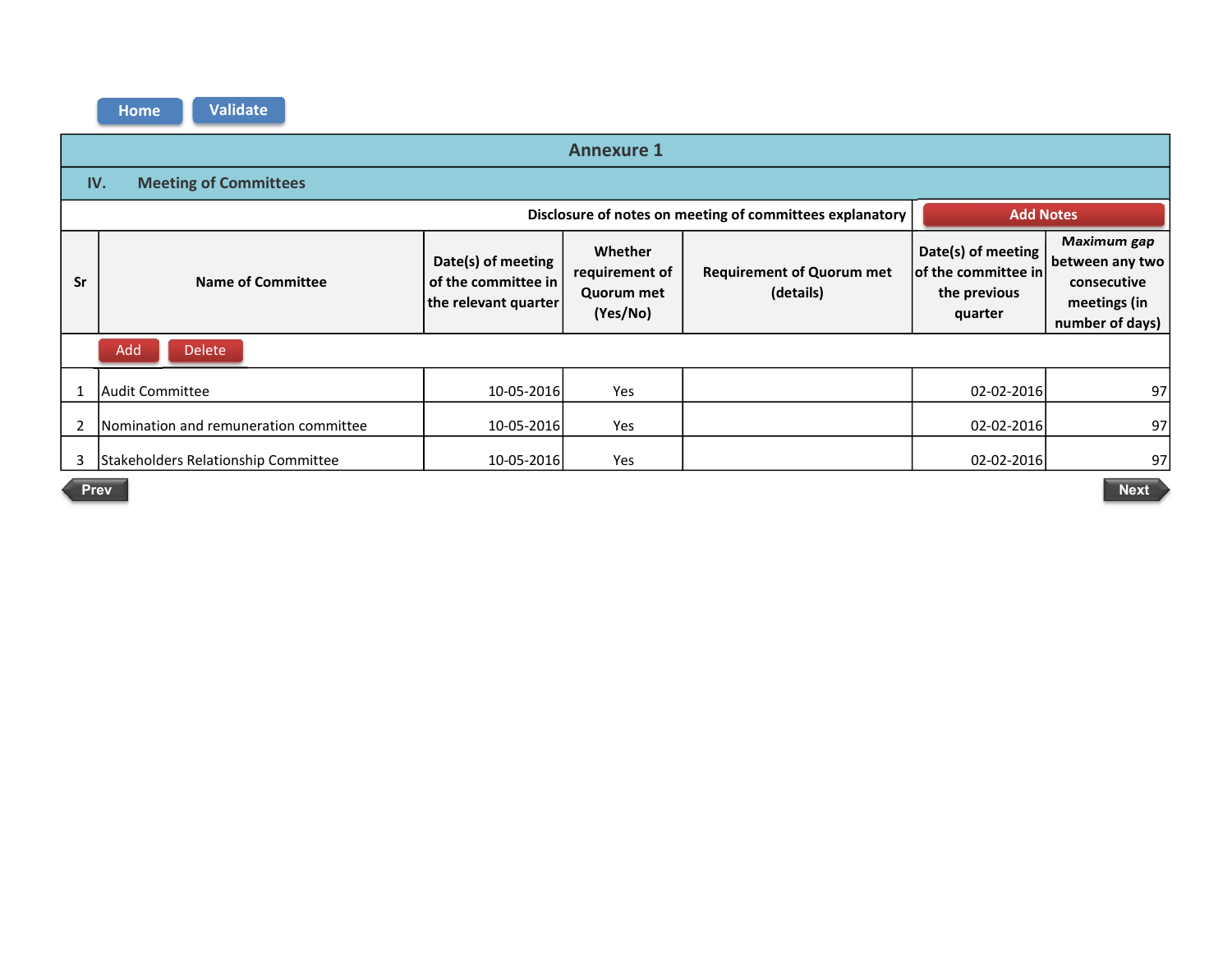# Annexure 1

## IV. Meeting of Committees

Disclosure of notes on meeting of committees explanatory

| Sr | Name of Committee | Date(s) of meeting of the committee in the relevant quarter | Whether requirement of Quorum met (Yes/No) | Requirement of Quorum met (details) | Date(s) of meeting of the committee in the previous quarter | *Maximum gap* between any two consecutive meetings (in number of days) |
|---|---|---|---|---|---|---|
| 1 | Audit Committee | 10-05-2016 | Yes | | 02-02-2016 | 97 |
| 2 | Nomination and remuneration committee | 10-05-2016 | Yes | | 02-02-2016 | 97 |
| 3 | Stakeholders Relationship Committee | 10-05-2016 | Yes | | 02-02-2016 | 97 |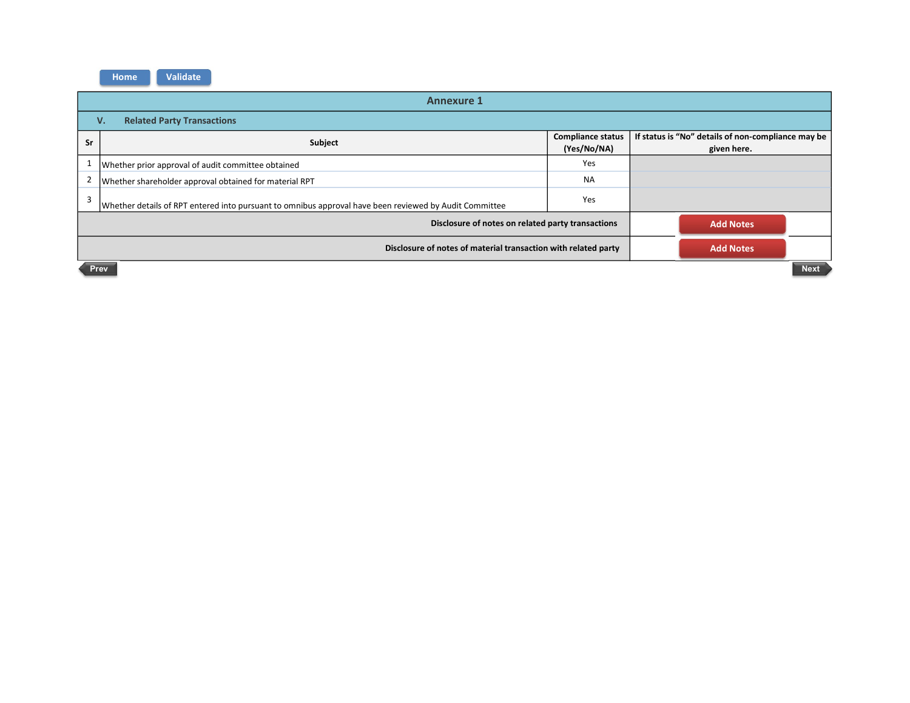Home Validate

# Annexure 1

## V. Related Party Transactions

| Sr | Subject | Compliance status (Yes/No/NA) | If status is "No" details of non-compliance may be given here. |
|---|---|---|---|
| 1 | Whether prior approval of audit committee obtained | Yes | |
| 2 | Whether shareholder approval obtained for material RPT | NA | |
| 3 | Whether details of RPT entered into pursuant to omnibus approval have been reviewed by Audit Committee | Yes | |
| | Disclosure of notes on related party transactions | | Add Notes |
| | Disclosure of notes of material transaction with related party | | Add Notes |

Prev Next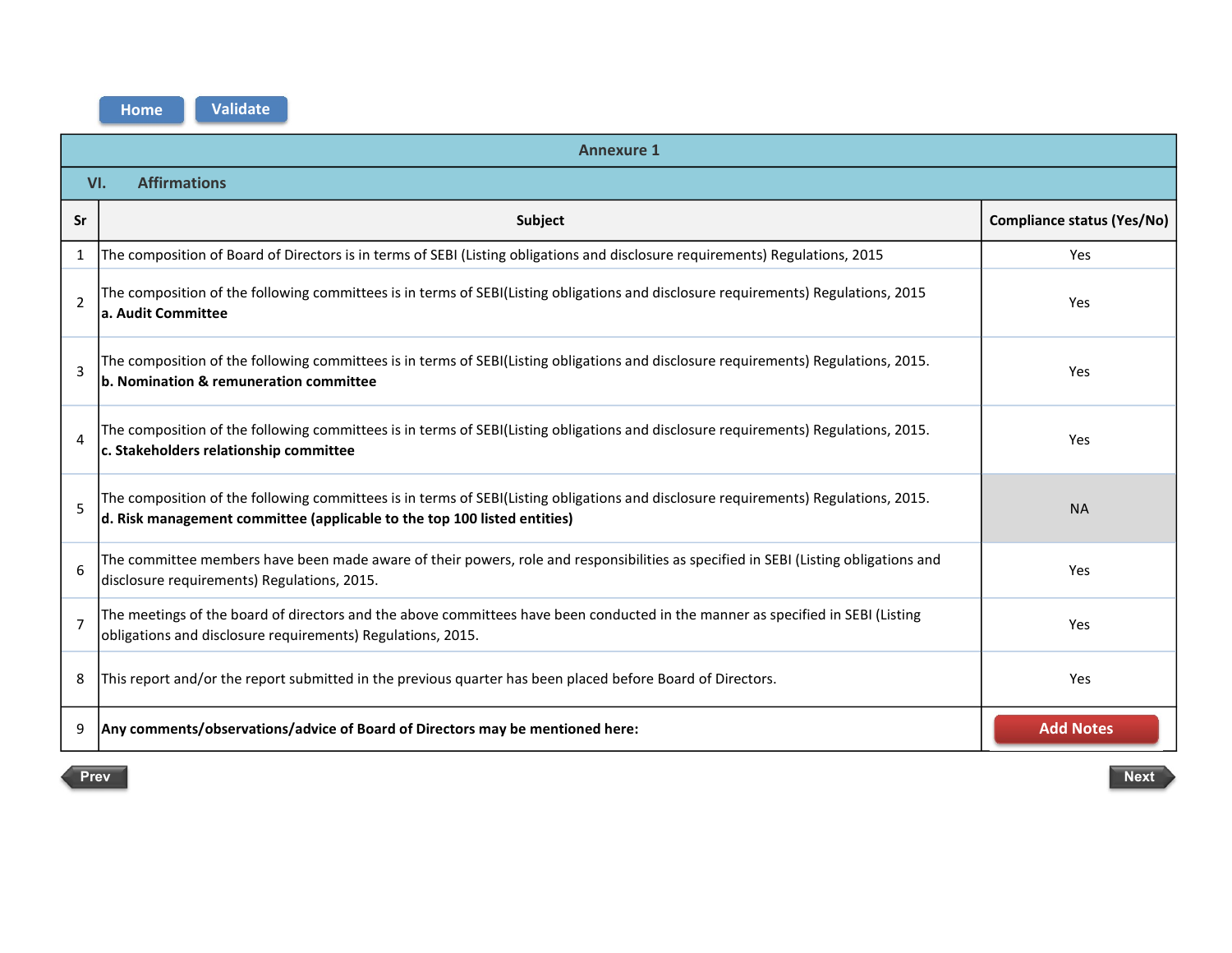## Annexure 1

### VI. Affirmations

| Sr | Subject | Compliance status (Yes/No) |
|---|---|---|
| 1 | The composition of Board of Directors is in terms of SEBI (Listing obligations and disclosure requirements) Regulations, 2015 | Yes |
| 2 | The composition of the following committees is in terms of SEBI(Listing obligations and disclosure requirements) Regulations, 2015 **a. Audit Committee** | Yes |
| 3 | The composition of the following committees is in terms of SEBI(Listing obligations and disclosure requirements) Regulations, 2015. **b. Nomination & remuneration committee** | Yes |
| 4 | The composition of the following committees is in terms of SEBI(Listing obligations and disclosure requirements) Regulations, 2015. **c. Stakeholders relationship committee** | Yes |
| 5 | The composition of the following committees is in terms of SEBI(Listing obligations and disclosure requirements) Regulations, 2015. **d. Risk management committee (applicable to the top 100 listed entities)** | NA |
| 6 | The committee members have been made aware of their powers, role and responsibilities as specified in SEBI (Listing obligations and disclosure requirements) Regulations, 2015. | Yes |
| 7 | The meetings of the board of directors and the above committees have been conducted in the manner as specified in SEBI (Listing obligations and disclosure requirements) Regulations, 2015. | Yes |
| 8 | This report and/or the report submitted in the previous quarter has been placed before Board of Directors. | Yes |
| 9 | **Any comments/observations/advice of Board of Directors may be mentioned here:** | |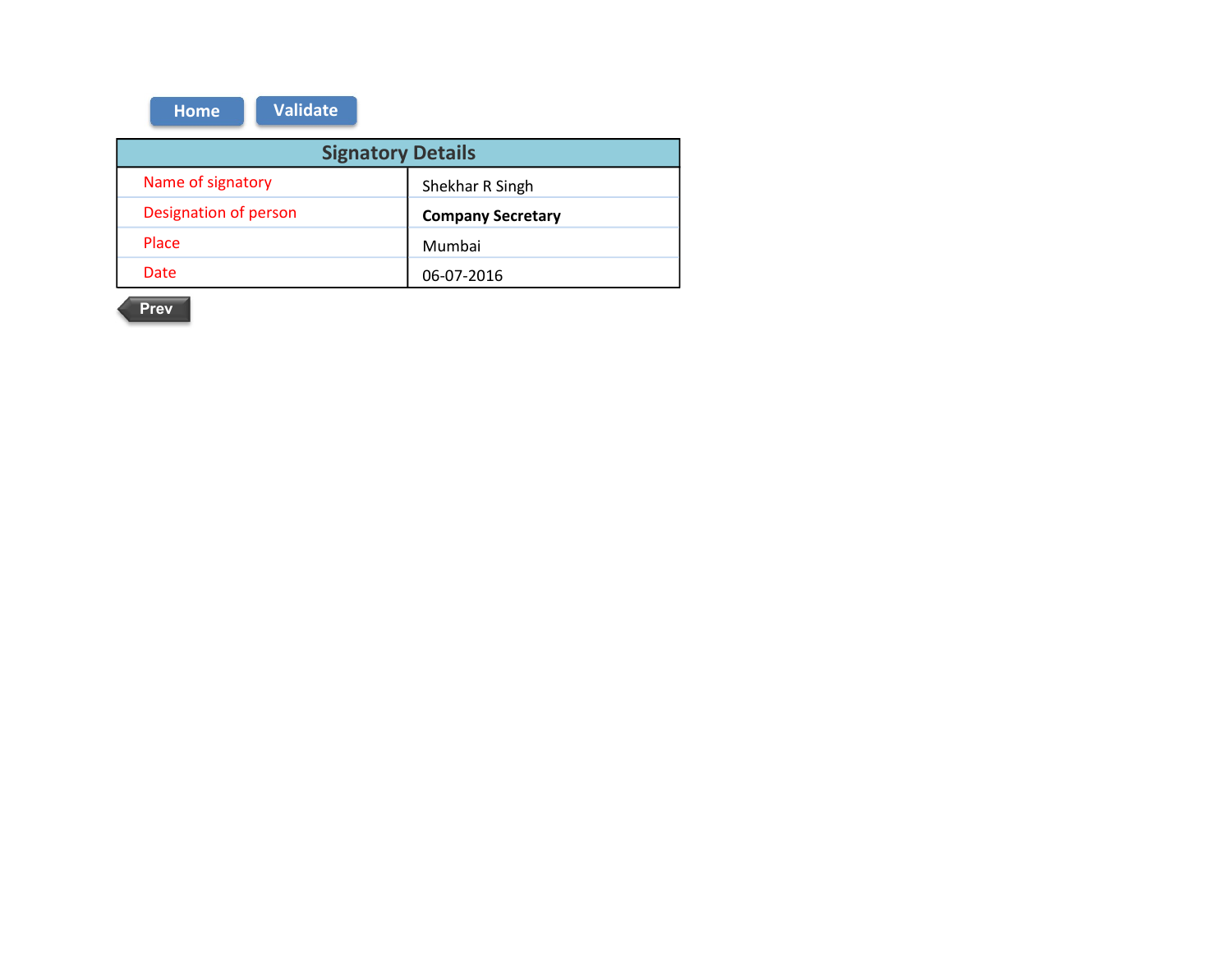Home Validate

| Signatory Details | |
|---|---|
| Name of signatory | Shekhar R Singh |
| Designation of person | **Company Secretary** |
| Place | Mumbai |
| Date | 06-07-2016 |

Prev